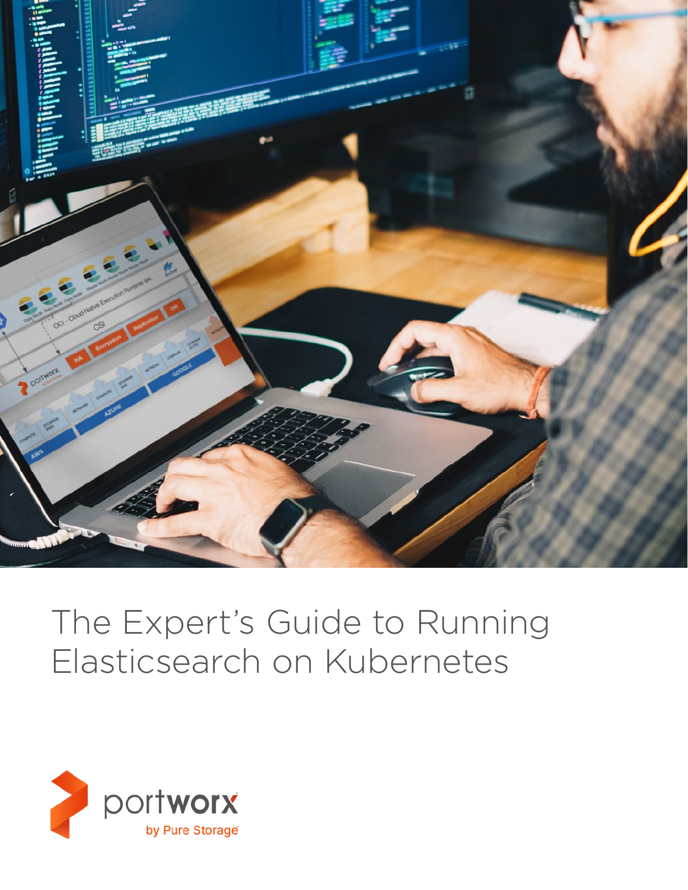# The Expert's Guide to Running Elasticsearch on Kubernetes

portworx

by Pure Storage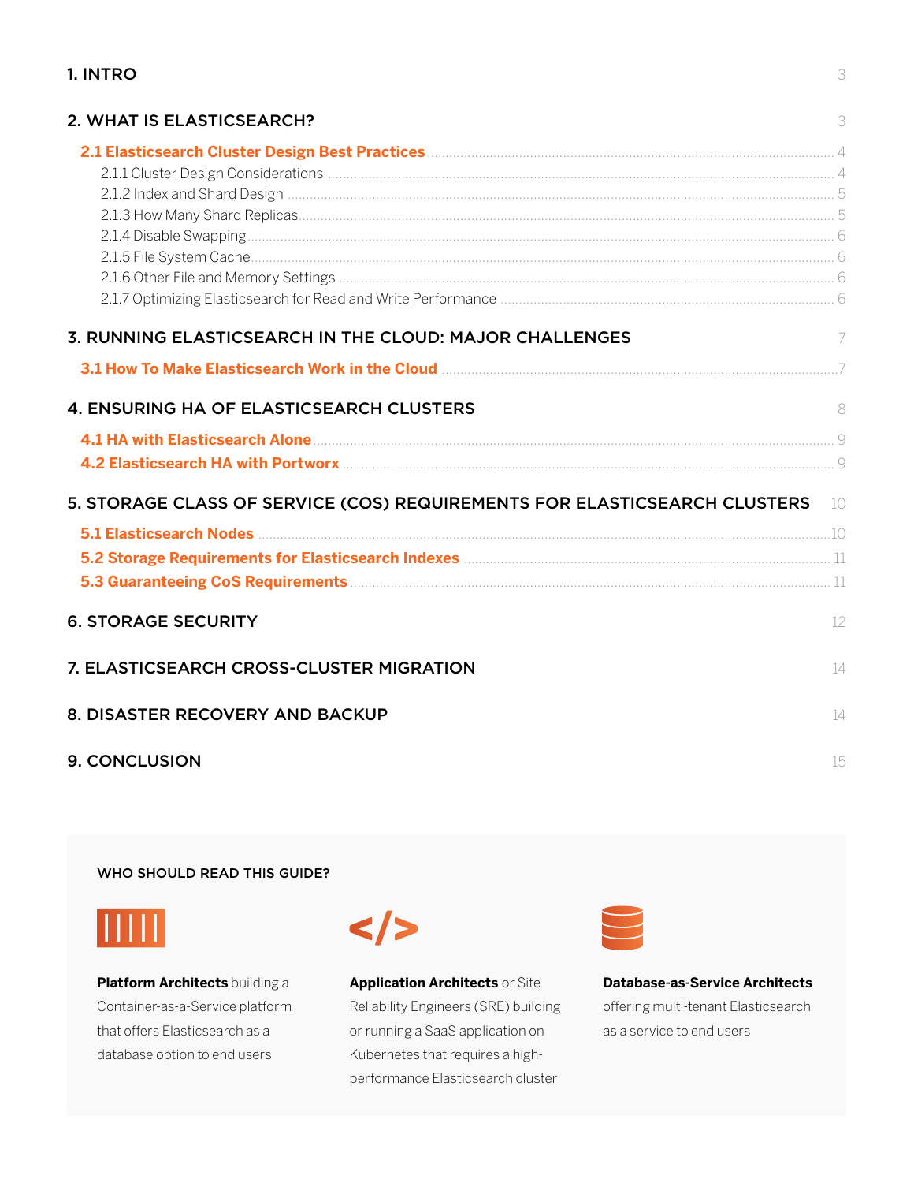1. INTRO 3

2. WHAT IS ELASTICSEARCH? 3

- **2.1 Elasticsearch Cluster Design Best Practices** 4
  - 2.1.1 Cluster Design Considerations 4
  - 2.1.2 Index and Shard Design 5
  - 2.1.3 How Many Shard Replicas 5
  - 2.1.4 Disable Swapping 6
  - 2.1.5 File System Cache 6
  - 2.1.6 Other File and Memory Settings 6
  - 2.1.7 Optimizing Elasticsearch for Read and Write Performance 6

3. RUNNING ELASTICSEARCH IN THE CLOUD: MAJOR CHALLENGES 7

- **3.1 How To Make Elasticsearch Work in the Cloud** 7

4. ENSURING HA OF ELASTICSEARCH CLUSTERS 8

- **4.1 HA with Elasticsearch Alone** 9
- **4.2 Elasticsearch HA with Portworx** 9

5. STORAGE CLASS OF SERVICE (COS) REQUIREMENTS FOR ELASTICSEARCH CLUSTERS 10

- **5.1 Elasticsearch Nodes** 10
- **5.2 Storage Requirements for Elasticsearch Indexes** 11
- **5.3 Guaranteeing CoS Requirements** 11

6. STORAGE SECURITY 12

7. ELASTICSEARCH CROSS-CLUSTER MIGRATION 14

8. DISASTER RECOVERY AND BACKUP 14

9. CONCLUSION 15

WHO SHOULD READ THIS GUIDE?

**Platform Architects** building a Container-as-a-Service platform that offers Elasticsearch as a database option to end users

**Application Architects** or Site Reliability Engineers (SRE) building or running a SaaS application on Kubernetes that requires a high-performance Elasticsearch cluster

**Database-as-Service Architects** offering multi-tenant Elasticsearch as a service to end users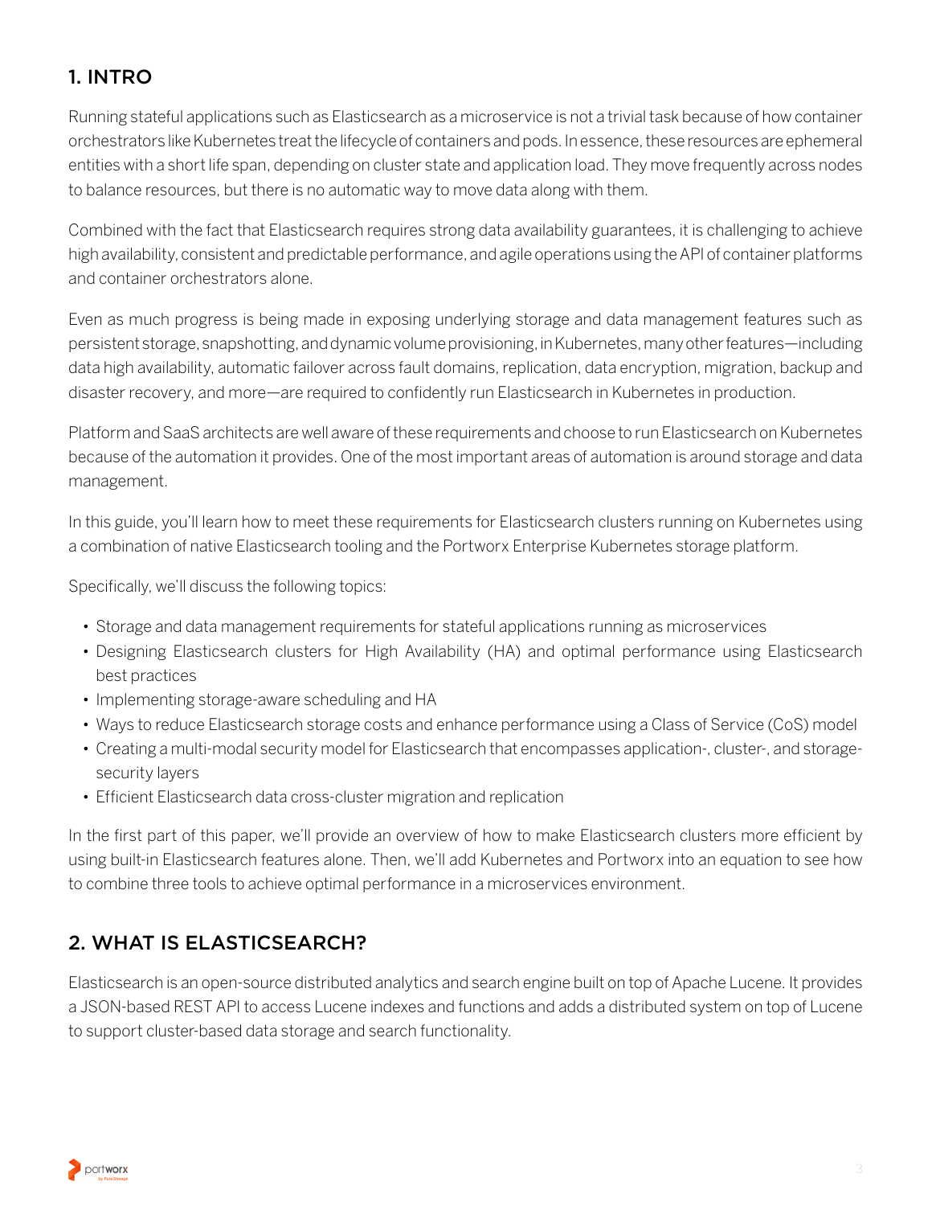## 1. INTRO

Running stateful applications such as Elasticsearch as a microservice is not a trivial task because of how container orchestrators like Kubernetes treat the lifecycle of containers and pods. In essence, these resources are ephemeral entities with a short life span, depending on cluster state and application load. They move frequently across nodes to balance resources, but there is no automatic way to move data along with them.

Combined with the fact that Elasticsearch requires strong data availability guarantees, it is challenging to achieve high availability, consistent and predictable performance, and agile operations using the API of container platforms and container orchestrators alone.

Even as much progress is being made in exposing underlying storage and data management features such as persistent storage, snapshotting, and dynamic volume provisioning, in Kubernetes, many other features—including data high availability, automatic failover across fault domains, replication, data encryption, migration, backup and disaster recovery, and more—are required to confidently run Elasticsearch in Kubernetes in production.

Platform and SaaS architects are well aware of these requirements and choose to run Elasticsearch on Kubernetes because of the automation it provides. One of the most important areas of automation is around storage and data management.

In this guide, you'll learn how to meet these requirements for Elasticsearch clusters running on Kubernetes using a combination of native Elasticsearch tooling and the Portworx Enterprise Kubernetes storage platform.

Specifically, we'll discuss the following topics:

- Storage and data management requirements for stateful applications running as microservices
- Designing Elasticsearch clusters for High Availability (HA) and optimal performance using Elasticsearch best practices
- Implementing storage-aware scheduling and HA
- Ways to reduce Elasticsearch storage costs and enhance performance using a Class of Service (CoS) model
- Creating a multi-modal security model for Elasticsearch that encompasses application-, cluster-, and storage-security layers
- Efficient Elasticsearch data cross-cluster migration and replication

In the first part of this paper, we'll provide an overview of how to make Elasticsearch clusters more efficient by using built-in Elasticsearch features alone. Then, we'll add Kubernetes and Portworx into an equation to see how to combine three tools to achieve optimal performance in a microservices environment.

## 2. WHAT IS ELASTICSEARCH?

Elasticsearch is an open-source distributed analytics and search engine built on top of Apache Lucene. It provides a JSON-based REST API to access Lucene indexes and functions and adds a distributed system on top of Lucene to support cluster-based data storage and search functionality.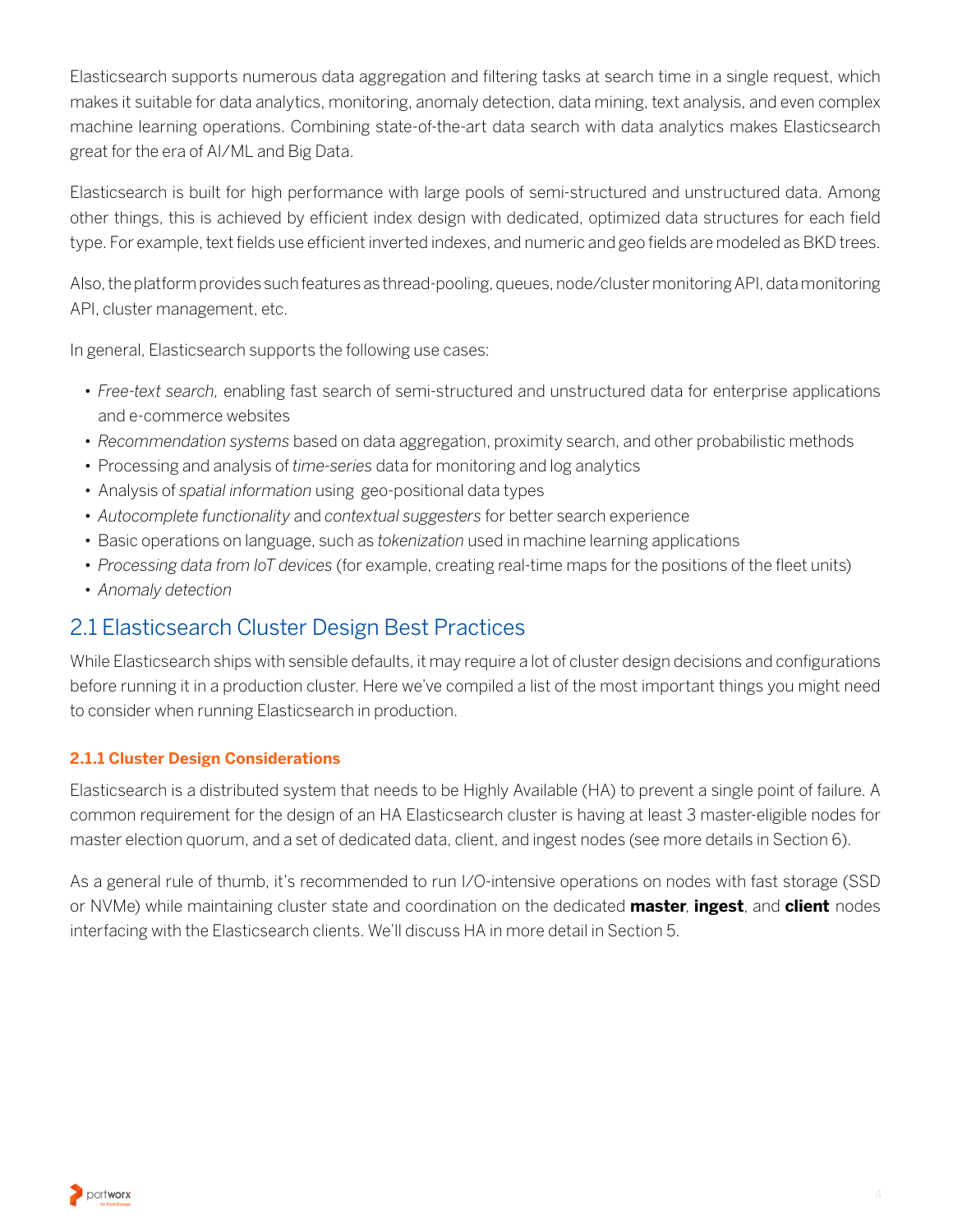Elasticsearch supports numerous data aggregation and filtering tasks at search time in a single request, which makes it suitable for data analytics, monitoring, anomaly detection, data mining, text analysis, and even complex machine learning operations. Combining state-of-the-art data search with data analytics makes Elasticsearch great for the era of AI/ML and Big Data.

Elasticsearch is built for high performance with large pools of semi-structured and unstructured data. Among other things, this is achieved by efficient index design with dedicated, optimized data structures for each field type. For example, text fields use efficient inverted indexes, and numeric and geo fields are modeled as BKD trees.

Also, the platform provides such features as thread-pooling, queues, node/cluster monitoring API, data monitoring API, cluster management, etc.

In general, Elasticsearch supports the following use cases:

- *Free-text search,* enabling fast search of semi-structured and unstructured data for enterprise applications and e-commerce websites
- *Recommendation systems* based on data aggregation, proximity search, and other probabilistic methods
- Processing and analysis of *time-series* data for monitoring and log analytics
- Analysis of *spatial information* using geo-positional data types
- *Autocomplete functionality* and *contextual suggesters* for better search experience
- Basic operations on language, such as *tokenization* used in machine learning applications
- *Processing data from IoT devices* (for example, creating real-time maps for the positions of the fleet units)
- *Anomaly detection*

## 2.1 Elasticsearch Cluster Design Best Practices

While Elasticsearch ships with sensible defaults, it may require a lot of cluster design decisions and configurations before running it in a production cluster. Here we've compiled a list of the most important things you might need to consider when running Elasticsearch in production.

### 2.1.1 Cluster Design Considerations

Elasticsearch is a distributed system that needs to be Highly Available (HA) to prevent a single point of failure. A common requirement for the design of an HA Elasticsearch cluster is having at least 3 master-eligible nodes for master election quorum, and a set of dedicated data, client, and ingest nodes (see more details in Section 6).

As a general rule of thumb, it's recommended to run I/O-intensive operations on nodes with fast storage (SSD or NVMe) while maintaining cluster state and coordination on the dedicated **master**, **ingest**, and **client** nodes interfacing with the Elasticsearch clients. We'll discuss HA in more detail in Section 5.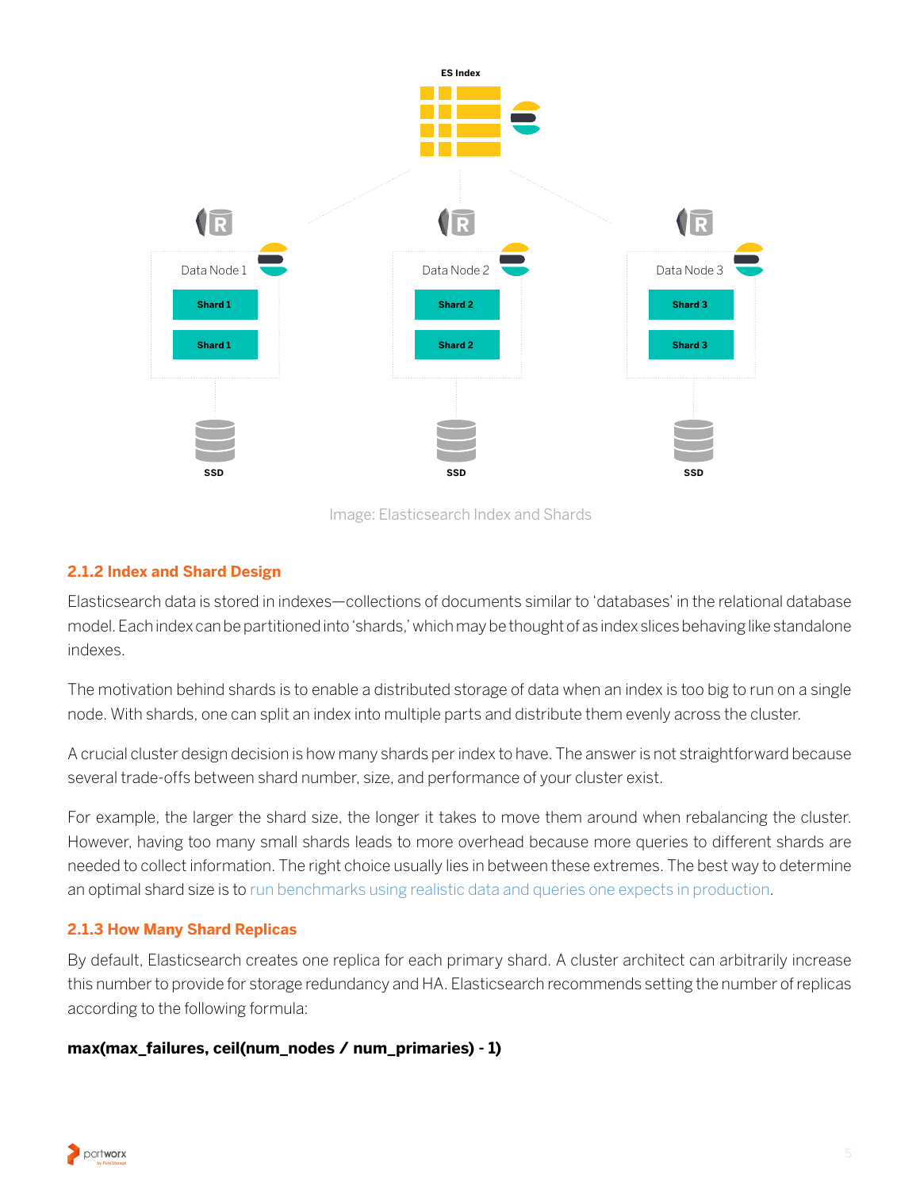Image: Elasticsearch Index and Shards

### 2.1.2 Index and Shard Design

Elasticsearch data is stored in indexes—collections of documents similar to 'databases' in the relational database model. Each index can be partitioned into 'shards,' which may be thought of as index slices behaving like standalone indexes.

The motivation behind shards is to enable a distributed storage of data when an index is too big to run on a single node. With shards, one can split an index into multiple parts and distribute them evenly across the cluster.

A crucial cluster design decision is how many shards per index to have. The answer is not straightforward because several trade-offs between shard number, size, and performance of your cluster exist.

For example, the larger the shard size, the longer it takes to move them around when rebalancing the cluster. However, having too many small shards leads to more overhead because more queries to different shards are needed to collect information. The right choice usually lies in between these extremes. The best way to determine an optimal shard size is to run benchmarks using realistic data and queries one expects in production.

### 2.1.3 How Many Shard Replicas

By default, Elasticsearch creates one replica for each primary shard. A cluster architect can arbitrarily increase this number to provide for storage redundancy and HA. Elasticsearch recommends setting the number of replicas according to the following formula:

**max(max_failures, ceil(num_nodes / num_primaries) - 1)**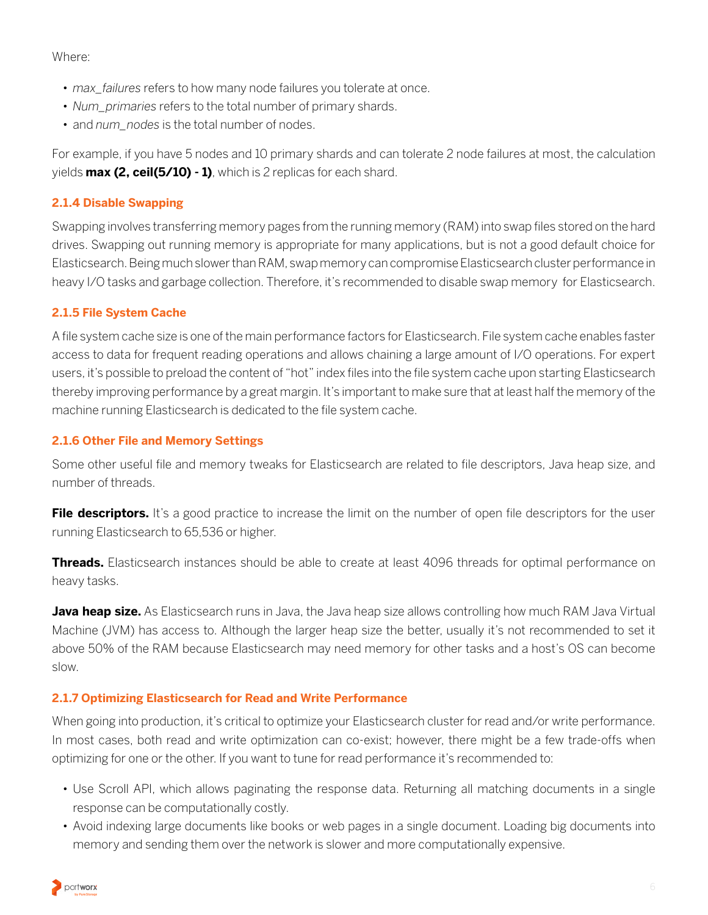Where:

- *max_failures* refers to how many node failures you tolerate at once.
- *Num_primaries* refers to the total number of primary shards.
- and *num_nodes* is the total number of nodes.

For example, if you have 5 nodes and 10 primary shards and can tolerate 2 node failures at most, the calculation yields **max (2, ceil(5/10) - 1)**, which is 2 replicas for each shard.

### 2.1.4 Disable Swapping

Swapping involves transferring memory pages from the running memory (RAM) into swap files stored on the hard drives. Swapping out running memory is appropriate for many applications, but is not a good default choice for Elasticsearch. Being much slower than RAM, swap memory can compromise Elasticsearch cluster performance in heavy I/O tasks and garbage collection. Therefore, it's recommended to disable swap memory for Elasticsearch.

### 2.1.5 File System Cache

A file system cache size is one of the main performance factors for Elasticsearch. File system cache enables faster access to data for frequent reading operations and allows chaining a large amount of I/O operations. For expert users, it's possible to preload the content of "hot" index files into the file system cache upon starting Elasticsearch thereby improving performance by a great margin. It's important to make sure that at least half the memory of the machine running Elasticsearch is dedicated to the file system cache.

### 2.1.6 Other File and Memory Settings

Some other useful file and memory tweaks for Elasticsearch are related to file descriptors, Java heap size, and number of threads.

**File descriptors.** It's a good practice to increase the limit on the number of open file descriptors for the user running Elasticsearch to 65,536 or higher.

**Threads.** Elasticsearch instances should be able to create at least 4096 threads for optimal performance on heavy tasks.

**Java heap size.** As Elasticsearch runs in Java, the Java heap size allows controlling how much RAM Java Virtual Machine (JVM) has access to. Although the larger heap size the better, usually it's not recommended to set it above 50% of the RAM because Elasticsearch may need memory for other tasks and a host's OS can become slow.

### 2.1.7 Optimizing Elasticsearch for Read and Write Performance

When going into production, it's critical to optimize your Elasticsearch cluster for read and/or write performance. In most cases, both read and write optimization can co-exist; however, there might be a few trade-offs when optimizing for one or the other. If you want to tune for read performance it's recommended to:

- Use Scroll API, which allows paginating the response data. Returning all matching documents in a single response can be computationally costly.
- Avoid indexing large documents like books or web pages in a single document. Loading big documents into memory and sending them over the network is slower and more computationally expensive.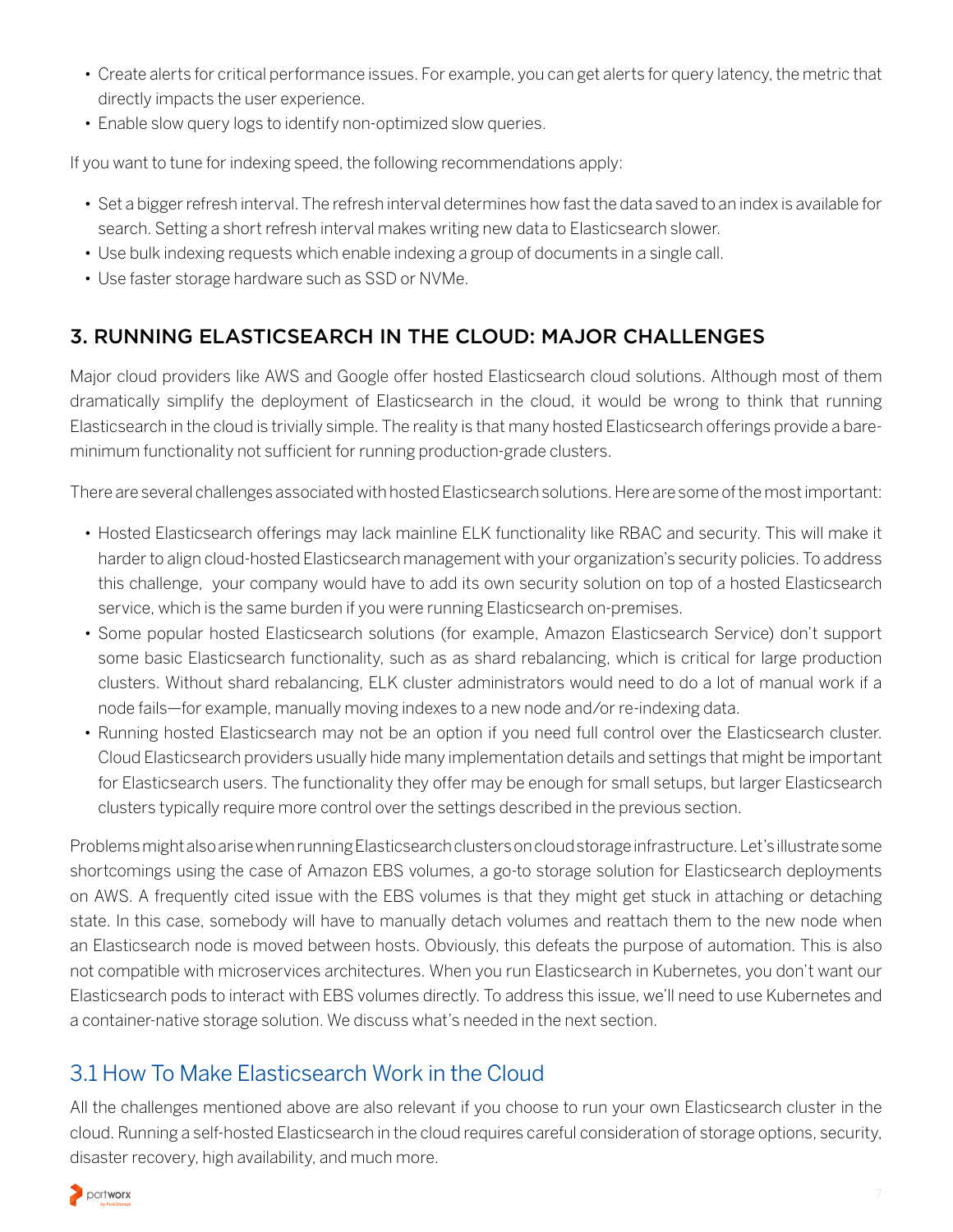- Create alerts for critical performance issues. For example, you can get alerts for query latency, the metric that directly impacts the user experience.
- Enable slow query logs to identify non-optimized slow queries.

If you want to tune for indexing speed, the following recommendations apply:

- Set a bigger refresh interval. The refresh interval determines how fast the data saved to an index is available for search. Setting a short refresh interval makes writing new data to Elasticsearch slower.
- Use bulk indexing requests which enable indexing a group of documents in a single call.
- Use faster storage hardware such as SSD or NVMe.

## 3. RUNNING ELASTICSEARCH IN THE CLOUD: MAJOR CHALLENGES

Major cloud providers like AWS and Google offer hosted Elasticsearch cloud solutions. Although most of them dramatically simplify the deployment of Elasticsearch in the cloud, it would be wrong to think that running Elasticsearch in the cloud is trivially simple. The reality is that many hosted Elasticsearch offerings provide a bare-minimum functionality not sufficient for running production-grade clusters.

There are several challenges associated with hosted Elasticsearch solutions. Here are some of the most important:

- Hosted Elasticsearch offerings may lack mainline ELK functionality like RBAC and security. This will make it harder to align cloud-hosted Elasticsearch management with your organization's security policies. To address this challenge, your company would have to add its own security solution on top of a hosted Elasticsearch service, which is the same burden if you were running Elasticsearch on-premises.
- Some popular hosted Elasticsearch solutions (for example, Amazon Elasticsearch Service) don't support some basic Elasticsearch functionality, such as as shard rebalancing, which is critical for large production clusters. Without shard rebalancing, ELK cluster administrators would need to do a lot of manual work if a node fails—for example, manually moving indexes to a new node and/or re-indexing data.
- Running hosted Elasticsearch may not be an option if you need full control over the Elasticsearch cluster. Cloud Elasticsearch providers usually hide many implementation details and settings that might be important for Elasticsearch users. The functionality they offer may be enough for small setups, but larger Elasticsearch clusters typically require more control over the settings described in the previous section.

Problems might also arise when running Elasticsearch clusters on cloud storage infrastructure. Let's illustrate some shortcomings using the case of Amazon EBS volumes, a go-to storage solution for Elasticsearch deployments on AWS. A frequently cited issue with the EBS volumes is that they might get stuck in attaching or detaching state. In this case, somebody will have to manually detach volumes and reattach them to the new node when an Elasticsearch node is moved between hosts. Obviously, this defeats the purpose of automation. This is also not compatible with microservices architectures. When you run Elasticsearch in Kubernetes, you don't want our Elasticsearch pods to interact with EBS volumes directly. To address this issue, we'll need to use Kubernetes and a container-native storage solution. We discuss what's needed in the next section.

### 3.1 How To Make Elasticsearch Work in the Cloud

All the challenges mentioned above are also relevant if you choose to run your own Elasticsearch cluster in the cloud. Running a self-hosted Elasticsearch in the cloud requires careful consideration of storage options, security, disaster recovery, high availability, and much more.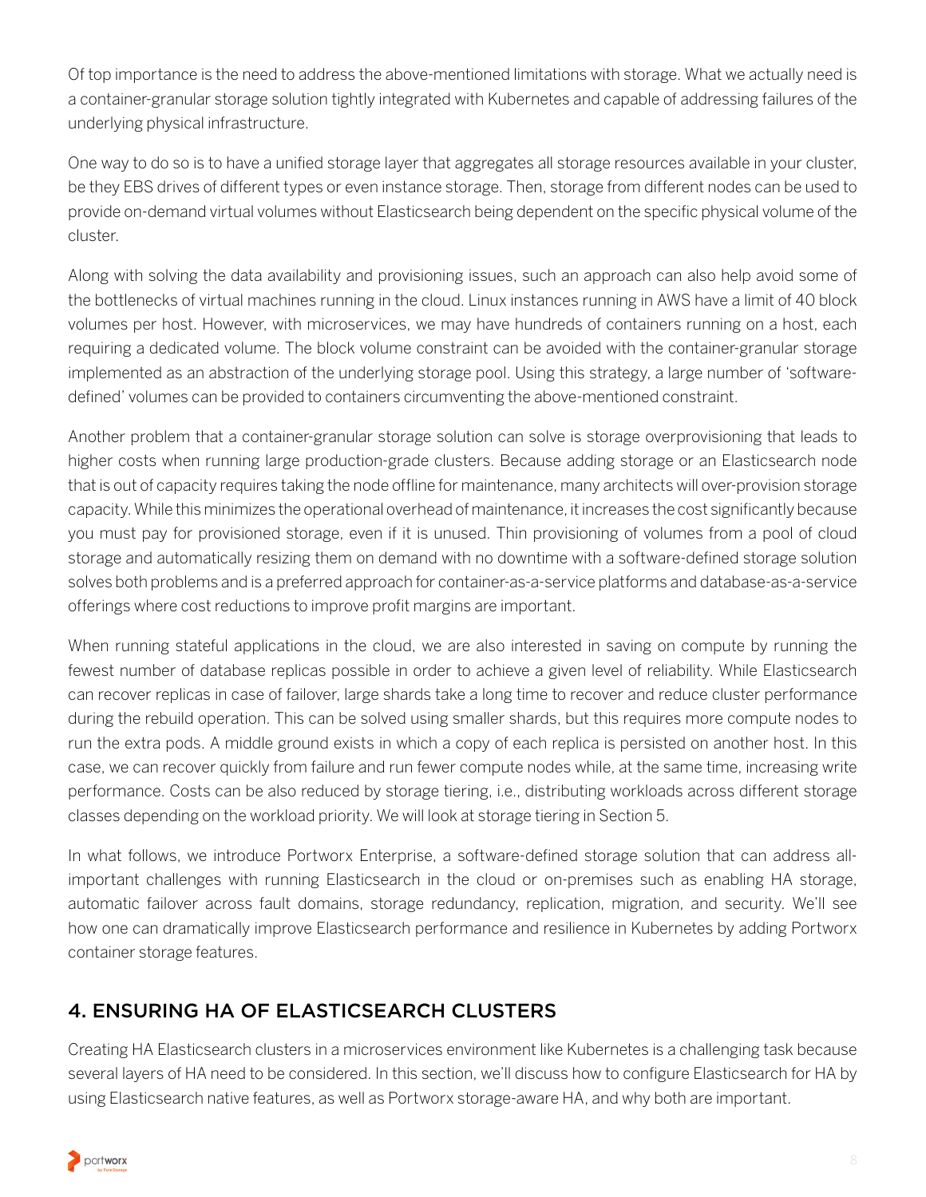Of top importance is the need to address the above-mentioned limitations with storage. What we actually need is a container-granular storage solution tightly integrated with Kubernetes and capable of addressing failures of the underlying physical infrastructure.

One way to do so is to have a unified storage layer that aggregates all storage resources available in your cluster, be they EBS drives of different types or even instance storage. Then, storage from different nodes can be used to provide on-demand virtual volumes without Elasticsearch being dependent on the specific physical volume of the cluster.

Along with solving the data availability and provisioning issues, such an approach can also help avoid some of the bottlenecks of virtual machines running in the cloud. Linux instances running in AWS have a limit of 40 block volumes per host. However, with microservices, we may have hundreds of containers running on a host, each requiring a dedicated volume. The block volume constraint can be avoided with the container-granular storage implemented as an abstraction of the underlying storage pool. Using this strategy, a large number of 'software-defined' volumes can be provided to containers circumventing the above-mentioned constraint.

Another problem that a container-granular storage solution can solve is storage overprovisioning that leads to higher costs when running large production-grade clusters. Because adding storage or an Elasticsearch node that is out of capacity requires taking the node offline for maintenance, many architects will over-provision storage capacity. While this minimizes the operational overhead of maintenance, it increases the cost significantly because you must pay for provisioned storage, even if it is unused. Thin provisioning of volumes from a pool of cloud storage and automatically resizing them on demand with no downtime with a software-defined storage solution solves both problems and is a preferred approach for container-as-a-service platforms and database-as-a-service offerings where cost reductions to improve profit margins are important.

When running stateful applications in the cloud, we are also interested in saving on compute by running the fewest number of database replicas possible in order to achieve a given level of reliability. While Elasticsearch can recover replicas in case of failover, large shards take a long time to recover and reduce cluster performance during the rebuild operation. This can be solved using smaller shards, but this requires more compute nodes to run the extra pods. A middle ground exists in which a copy of each replica is persisted on another host. In this case, we can recover quickly from failure and run fewer compute nodes while, at the same time, increasing write performance. Costs can be also reduced by storage tiering, i.e., distributing workloads across different storage classes depending on the workload priority. We will look at storage tiering in Section 5.

In what follows, we introduce Portworx Enterprise, a software-defined storage solution that can address all-important challenges with running Elasticsearch in the cloud or on-premises such as enabling HA storage, automatic failover across fault domains, storage redundancy, replication, migration, and security. We'll see how one can dramatically improve Elasticsearch performance and resilience in Kubernetes by adding Portworx container storage features.

## 4. ENSURING HA OF ELASTICSEARCH CLUSTERS

Creating HA Elasticsearch clusters in a microservices environment like Kubernetes is a challenging task because several layers of HA need to be considered. In this section, we'll discuss how to configure Elasticsearch for HA by using Elasticsearch native features, as well as Portworx storage-aware HA, and why both are important.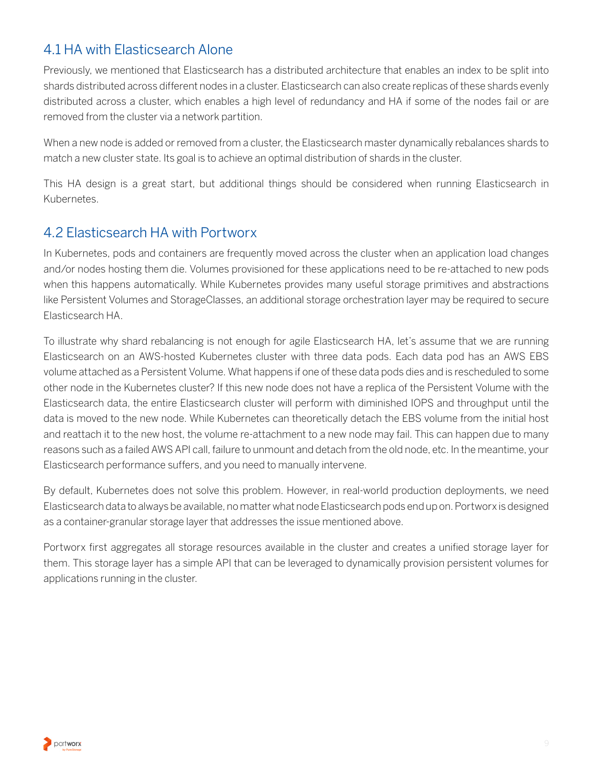## 4.1 HA with Elasticsearch Alone

Previously, we mentioned that Elasticsearch has a distributed architecture that enables an index to be split into shards distributed across different nodes in a cluster. Elasticsearch can also create replicas of these shards evenly distributed across a cluster, which enables a high level of redundancy and HA if some of the nodes fail or are removed from the cluster via a network partition.

When a new node is added or removed from a cluster, the Elasticsearch master dynamically rebalances shards to match a new cluster state. Its goal is to achieve an optimal distribution of shards in the cluster.

This HA design is a great start, but additional things should be considered when running Elasticsearch in Kubernetes.

## 4.2 Elasticsearch HA with Portworx

In Kubernetes, pods and containers are frequently moved across the cluster when an application load changes and/or nodes hosting them die. Volumes provisioned for these applications need to be re-attached to new pods when this happens automatically. While Kubernetes provides many useful storage primitives and abstractions like Persistent Volumes and StorageClasses, an additional storage orchestration layer may be required to secure Elasticsearch HA.

To illustrate why shard rebalancing is not enough for agile Elasticsearch HA, let's assume that we are running Elasticsearch on an AWS-hosted Kubernetes cluster with three data pods. Each data pod has an AWS EBS volume attached as a Persistent Volume. What happens if one of these data pods dies and is rescheduled to some other node in the Kubernetes cluster? If this new node does not have a replica of the Persistent Volume with the Elasticsearch data, the entire Elasticsearch cluster will perform with diminished IOPS and throughput until the data is moved to the new node. While Kubernetes can theoretically detach the EBS volume from the initial host and reattach it to the new host, the volume re-attachment to a new node may fail. This can happen due to many reasons such as a failed AWS API call, failure to unmount and detach from the old node, etc. In the meantime, your Elasticsearch performance suffers, and you need to manually intervene.

By default, Kubernetes does not solve this problem. However, in real-world production deployments, we need Elasticsearch data to always be available, no matter what node Elasticsearch pods end up on. Portworx is designed as a container-granular storage layer that addresses the issue mentioned above.

Portworx first aggregates all storage resources available in the cluster and creates a unified storage layer for them. This storage layer has a simple API that can be leveraged to dynamically provision persistent volumes for applications running in the cluster.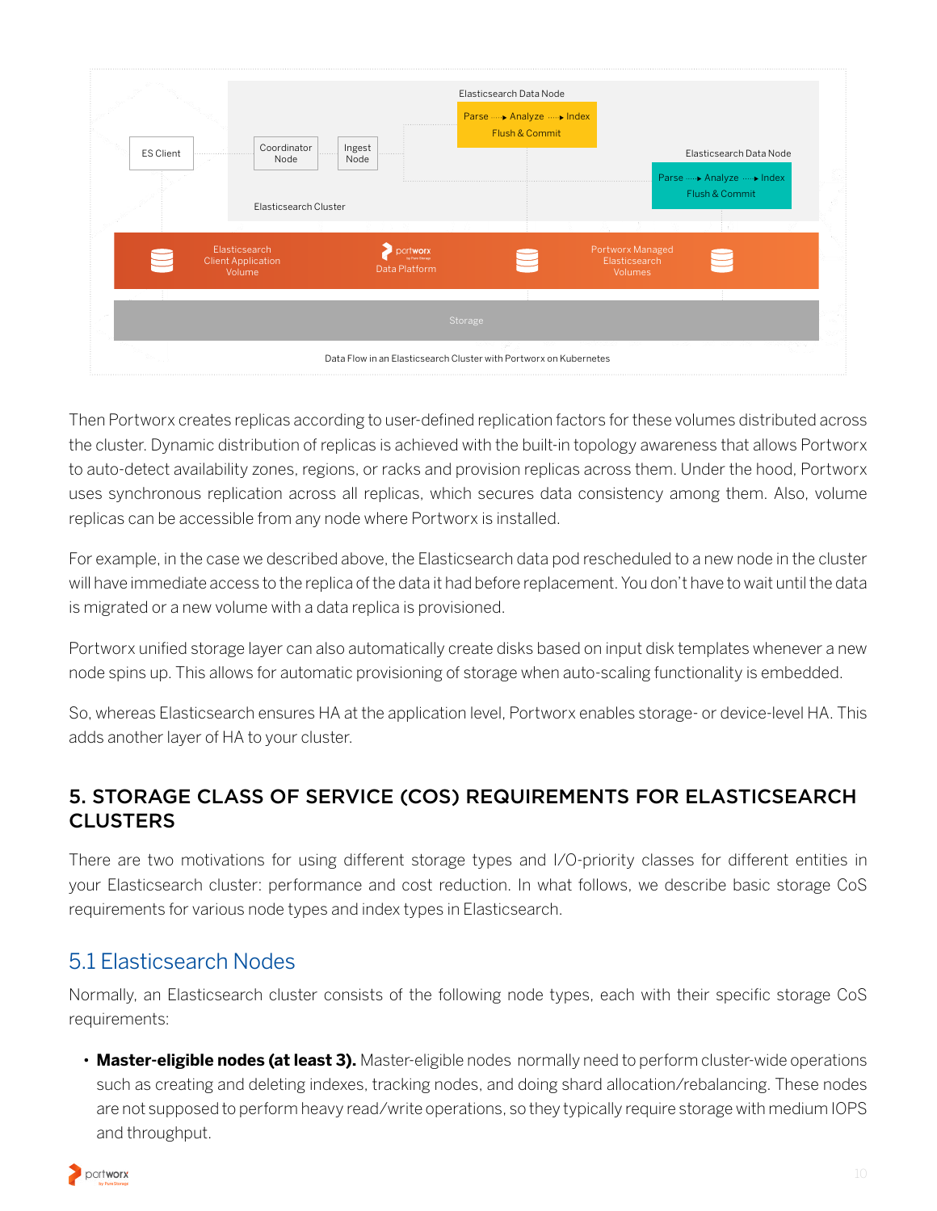Data Flow in an Elasticsearch Cluster with Portworx on Kubernetes

Then Portworx creates replicas according to user-defined replication factors for these volumes distributed across the cluster. Dynamic distribution of replicas is achieved with the built-in topology awareness that allows Portworx to auto-detect availability zones, regions, or racks and provision replicas across them. Under the hood, Portworx uses synchronous replication across all replicas, which secures data consistency among them. Also, volume replicas can be accessible from any node where Portworx is installed.

For example, in the case we described above, the Elasticsearch data pod rescheduled to a new node in the cluster will have immediate access to the replica of the data it had before replacement. You don't have to wait until the data is migrated or a new volume with a data replica is provisioned.

Portworx unified storage layer can also automatically create disks based on input disk templates whenever a new node spins up. This allows for automatic provisioning of storage when auto-scaling functionality is embedded.

So, whereas Elasticsearch ensures HA at the application level, Portworx enables storage- or device-level HA. This adds another layer of HA to your cluster.

## 5. STORAGE CLASS OF SERVICE (COS) REQUIREMENTS FOR ELASTICSEARCH CLUSTERS

There are two motivations for using different storage types and I/O-priority classes for different entities in your Elasticsearch cluster: performance and cost reduction. In what follows, we describe basic storage CoS requirements for various node types and index types in Elasticsearch.

### 5.1 Elasticsearch Nodes

Normally, an Elasticsearch cluster consists of the following node types, each with their specific storage CoS requirements:

- **Master-eligible nodes (at least 3).** Master-eligible nodes normally need to perform cluster-wide operations such as creating and deleting indexes, tracking nodes, and doing shard allocation/rebalancing. These nodes are not supposed to perform heavy read/write operations, so they typically require storage with medium IOPS and throughput.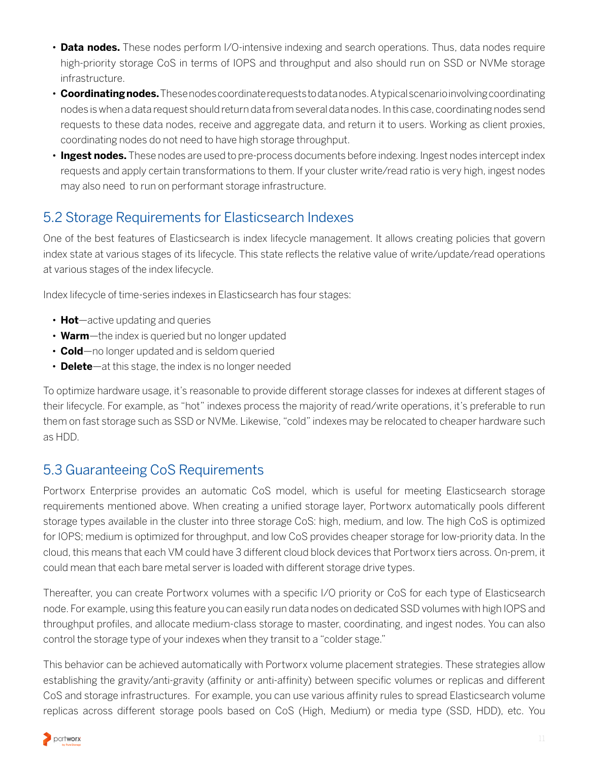- **Data nodes.** These nodes perform I/O-intensive indexing and search operations. Thus, data nodes require high-priority storage CoS in terms of IOPS and throughput and also should run on SSD or NVMe storage infrastructure.
- **Coordinating nodes.** These nodes coordinate requests to data nodes. A typical scenario involving coordinating nodes is when a data request should return data from several data nodes. In this case, coordinating nodes send requests to these data nodes, receive and aggregate data, and return it to users. Working as client proxies, coordinating nodes do not need to have high storage throughput.
- **Ingest nodes.** These nodes are used to pre-process documents before indexing. Ingest nodes intercept index requests and apply certain transformations to them. If your cluster write/read ratio is very high, ingest nodes may also need to run on performant storage infrastructure.

## 5.2 Storage Requirements for Elasticsearch Indexes

One of the best features of Elasticsearch is index lifecycle management. It allows creating policies that govern index state at various stages of its lifecycle. This state reflects the relative value of write/update/read operations at various stages of the index lifecycle.

Index lifecycle of time-series indexes in Elasticsearch has four stages:

- **Hot**—active updating and queries
- **Warm**—the index is queried but no longer updated
- **Cold**—no longer updated and is seldom queried
- **Delete**—at this stage, the index is no longer needed

To optimize hardware usage, it's reasonable to provide different storage classes for indexes at different stages of their lifecycle. For example, as "hot" indexes process the majority of read/write operations, it's preferable to run them on fast storage such as SSD or NVMe. Likewise, "cold" indexes may be relocated to cheaper hardware such as HDD.

## 5.3 Guaranteeing CoS Requirements

Portworx Enterprise provides an automatic CoS model, which is useful for meeting Elasticsearch storage requirements mentioned above. When creating a unified storage layer, Portworx automatically pools different storage types available in the cluster into three storage CoS: high, medium, and low. The high CoS is optimized for IOPS; medium is optimized for throughput, and low CoS provides cheaper storage for low-priority data. In the cloud, this means that each VM could have 3 different cloud block devices that Portworx tiers across. On-prem, it could mean that each bare metal server is loaded with different storage drive types.

Thereafter, you can create Portworx volumes with a specific I/O priority or CoS for each type of Elasticsearch node. For example, using this feature you can easily run data nodes on dedicated SSD volumes with high IOPS and throughput profiles, and allocate medium-class storage to master, coordinating, and ingest nodes. You can also control the storage type of your indexes when they transit to a "colder stage."

This behavior can be achieved automatically with Portworx volume placement strategies. These strategies allow establishing the gravity/anti-gravity (affinity or anti-affinity) between specific volumes or replicas and different CoS and storage infrastructures. For example, you can use various affinity rules to spread Elasticsearch volume replicas across different storage pools based on CoS (High, Medium) or media type (SSD, HDD), etc. You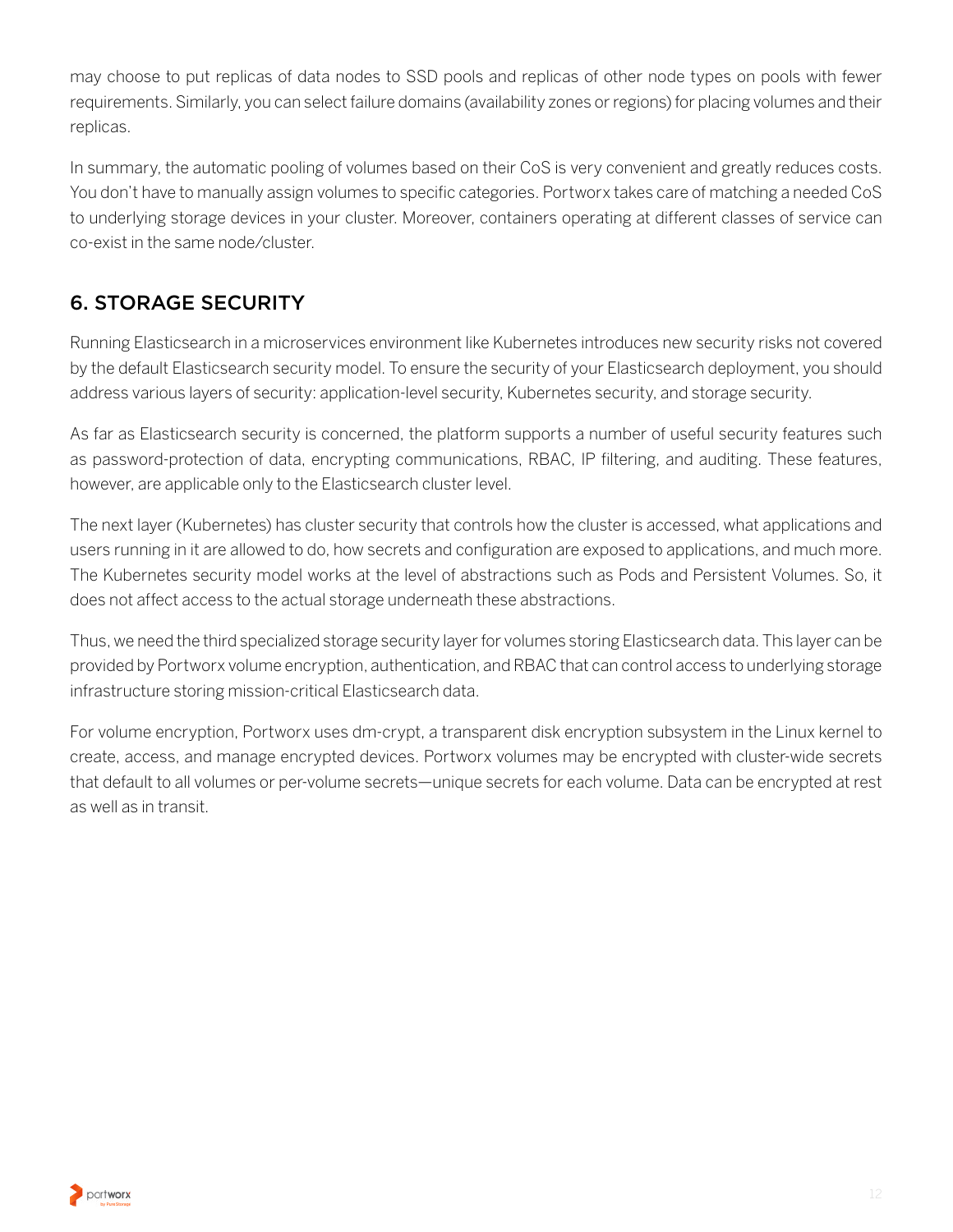may choose to put replicas of data nodes to SSD pools and replicas of other node types on pools with fewer requirements. Similarly, you can select failure domains (availability zones or regions) for placing volumes and their replicas.

In summary, the automatic pooling of volumes based on their CoS is very convenient and greatly reduces costs. You don't have to manually assign volumes to specific categories. Portworx takes care of matching a needed CoS to underlying storage devices in your cluster. Moreover, containers operating at different classes of service can co-exist in the same node/cluster.

## 6. STORAGE SECURITY

Running Elasticsearch in a microservices environment like Kubernetes introduces new security risks not covered by the default Elasticsearch security model. To ensure the security of your Elasticsearch deployment, you should address various layers of security: application-level security, Kubernetes security, and storage security.

As far as Elasticsearch security is concerned, the platform supports a number of useful security features such as password-protection of data, encrypting communications, RBAC, IP filtering, and auditing. These features, however, are applicable only to the Elasticsearch cluster level.

The next layer (Kubernetes) has cluster security that controls how the cluster is accessed, what applications and users running in it are allowed to do, how secrets and configuration are exposed to applications, and much more. The Kubernetes security model works at the level of abstractions such as Pods and Persistent Volumes. So, it does not affect access to the actual storage underneath these abstractions.

Thus, we need the third specialized storage security layer for volumes storing Elasticsearch data. This layer can be provided by Portworx volume encryption, authentication, and RBAC that can control access to underlying storage infrastructure storing mission-critical Elasticsearch data.

For volume encryption, Portworx uses dm-crypt, a transparent disk encryption subsystem in the Linux kernel to create, access, and manage encrypted devices. Portworx volumes may be encrypted with cluster-wide secrets that default to all volumes or per-volume secrets—unique secrets for each volume. Data can be encrypted at rest as well as in transit.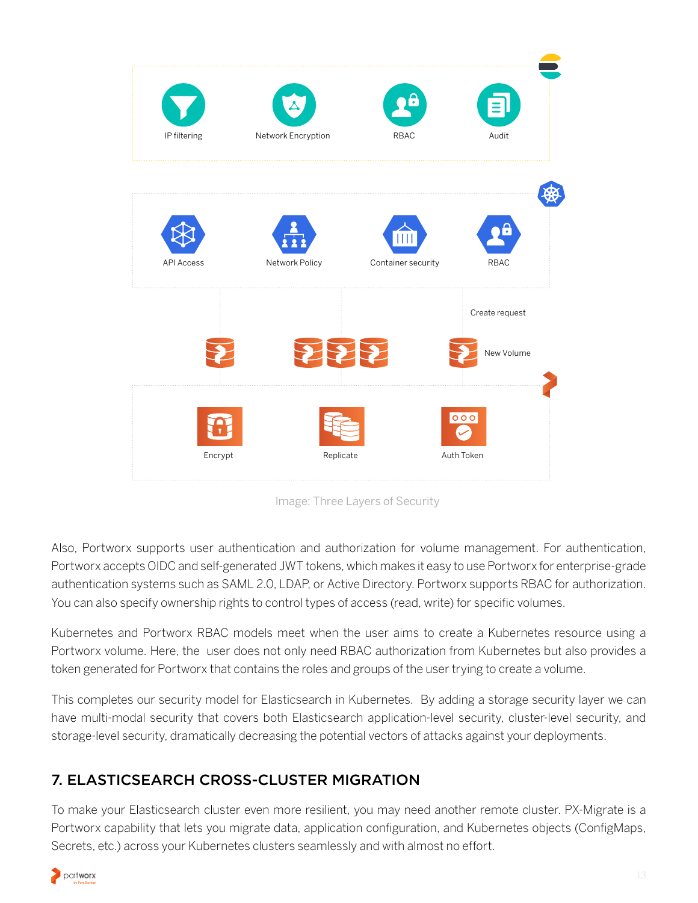Image: Three Layers of Security

Also, Portworx supports user authentication and authorization for volume management. For authentication, Portworx accepts OIDC and self-generated JWT tokens, which makes it easy to use Portworx for enterprise-grade authentication systems such as SAML 2.0, LDAP, or Active Directory. Portworx supports RBAC for authorization. You can also specify ownership rights to control types of access (read, write) for specific volumes.

Kubernetes and Portworx RBAC models meet when the user aims to create a Kubernetes resource using a Portworx volume. Here, the user does not only need RBAC authorization from Kubernetes but also provides a token generated for Portworx that contains the roles and groups of the user trying to create a volume.

This completes our security model for Elasticsearch in Kubernetes. By adding a storage security layer we can have multi-modal security that covers both Elasticsearch application-level security, cluster-level security, and storage-level security, dramatically decreasing the potential vectors of attacks against your deployments.

## 7. ELASTICSEARCH CROSS-CLUSTER MIGRATION

To make your Elasticsearch cluster even more resilient, you may need another remote cluster. PX-Migrate is a Portworx capability that lets you migrate data, application configuration, and Kubernetes objects (ConfigMaps, Secrets, etc.) across your Kubernetes clusters seamlessly and with almost no effort.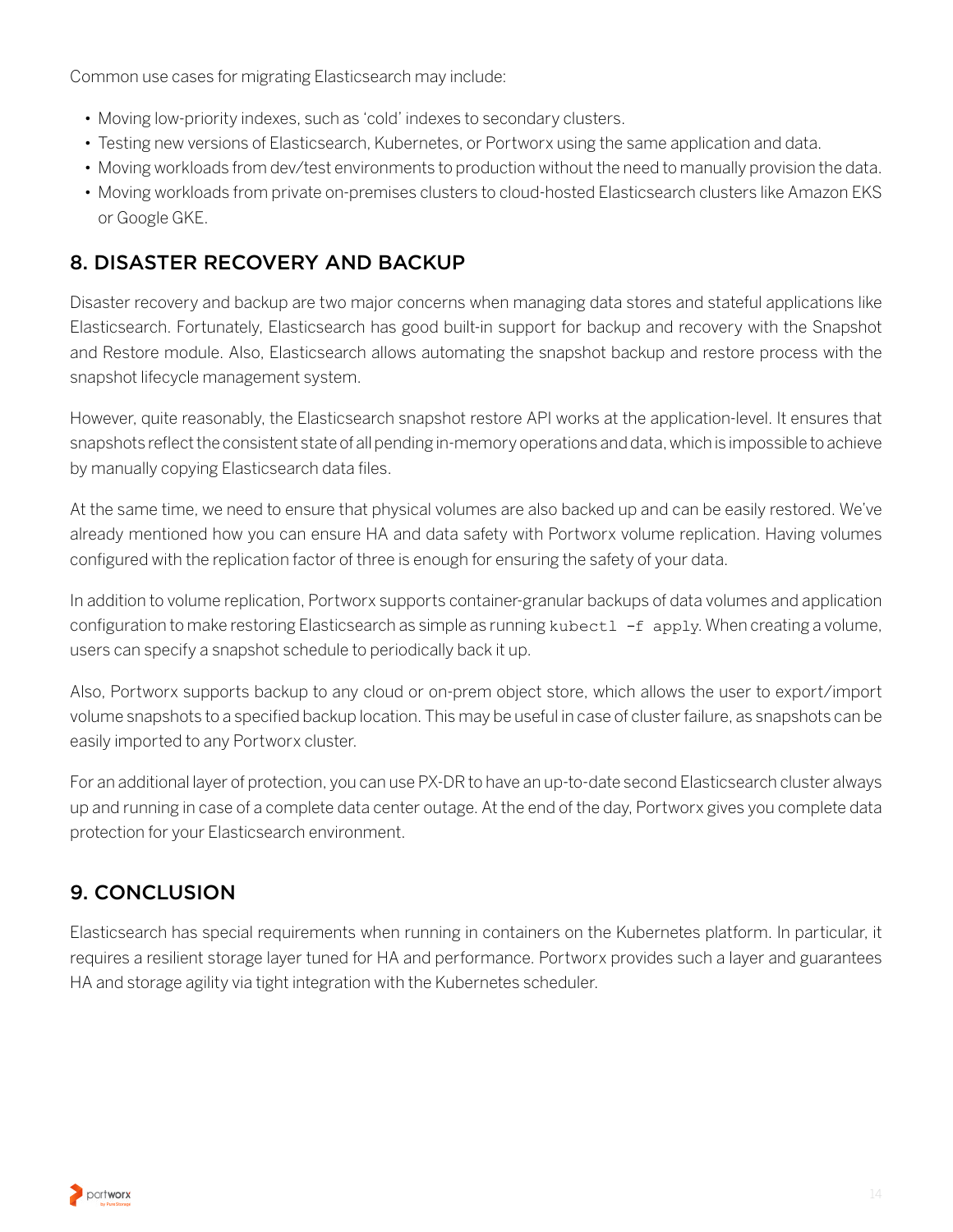Common use cases for migrating Elasticsearch may include:

- Moving low-priority indexes, such as 'cold' indexes to secondary clusters.
- Testing new versions of Elasticsearch, Kubernetes, or Portworx using the same application and data.
- Moving workloads from dev/test environments to production without the need to manually provision the data.
- Moving workloads from private on-premises clusters to cloud-hosted Elasticsearch clusters like Amazon EKS or Google GKE.

## 8. DISASTER RECOVERY AND BACKUP

Disaster recovery and backup are two major concerns when managing data stores and stateful applications like Elasticsearch. Fortunately, Elasticsearch has good built-in support for backup and recovery with the Snapshot and Restore module. Also, Elasticsearch allows automating the snapshot backup and restore process with the snapshot lifecycle management system.

However, quite reasonably, the Elasticsearch snapshot restore API works at the application-level. It ensures that snapshots reflect the consistent state of all pending in-memory operations and data, which is impossible to achieve by manually copying Elasticsearch data files.

At the same time, we need to ensure that physical volumes are also backed up and can be easily restored. We've already mentioned how you can ensure HA and data safety with Portworx volume replication. Having volumes configured with the replication factor of three is enough for ensuring the safety of your data.

In addition to volume replication, Portworx supports container-granular backups of data volumes and application configuration to make restoring Elasticsearch as simple as running `kubectl -f apply`. When creating a volume, users can specify a snapshot schedule to periodically back it up.

Also, Portworx supports backup to any cloud or on-prem object store, which allows the user to export/import volume snapshots to a specified backup location. This may be useful in case of cluster failure, as snapshots can be easily imported to any Portworx cluster.

For an additional layer of protection, you can use PX-DR to have an up-to-date second Elasticsearch cluster always up and running in case of a complete data center outage. At the end of the day, Portworx gives you complete data protection for your Elasticsearch environment.

## 9. CONCLUSION

Elasticsearch has special requirements when running in containers on the Kubernetes platform. In particular, it requires a resilient storage layer tuned for HA and performance. Portworx provides such a layer and guarantees HA and storage agility via tight integration with the Kubernetes scheduler.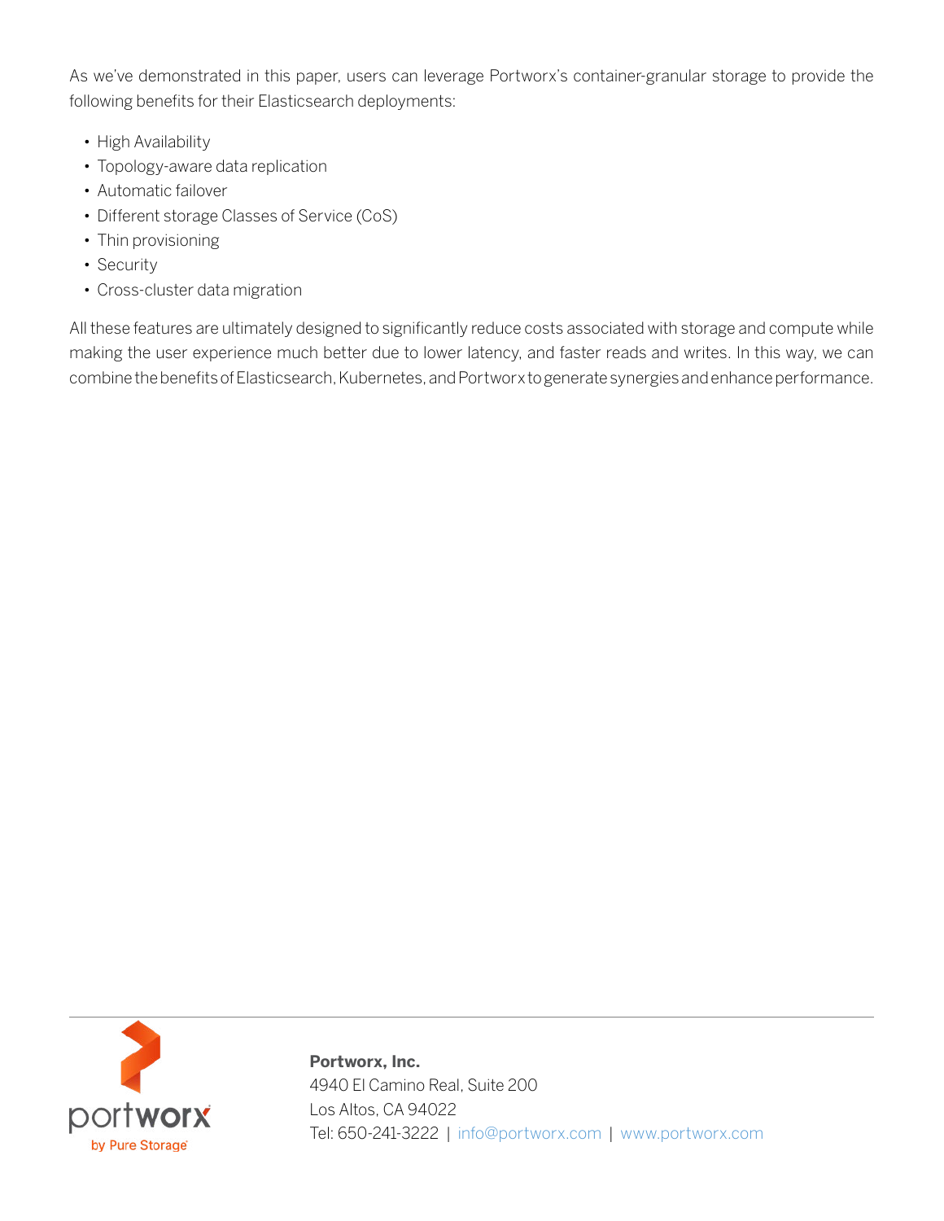As we've demonstrated in this paper, users can leverage Portworx's container-granular storage to provide the following benefits for their Elasticsearch deployments:

- High Availability
- Topology-aware data replication
- Automatic failover
- Different storage Classes of Service (CoS)
- Thin provisioning
- Security
- Cross-cluster data migration

All these features are ultimately designed to significantly reduce costs associated with storage and compute while making the user experience much better due to lower latency, and faster reads and writes. In this way, we can combine the benefits of Elasticsearch, Kubernetes, and Portworx to generate synergies and enhance performance.

portworx
by Pure Storage

**Portworx, Inc.**
4940 El Camino Real, Suite 200
Los Altos, CA 94022
Tel: 650-241-3222 | info@portworx.com | www.portworx.com